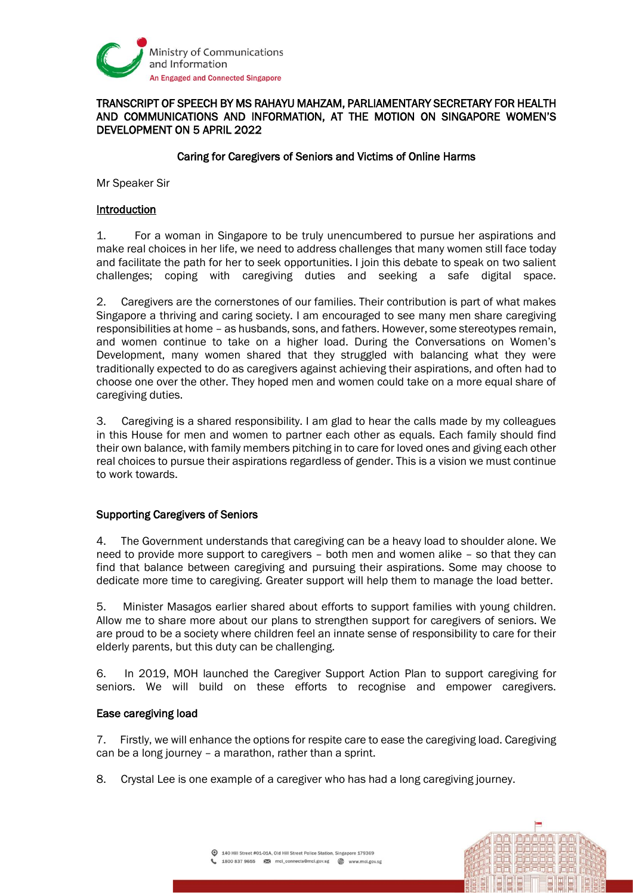Ministry of Communications and Information
An Engaged and Connected Singapore

# TRANSCRIPT OF SPEECH BY MS RAHAYU MAHZAM, PARLIAMENTARY SECRETARY FOR HEALTH AND COMMUNICATIONS AND INFORMATION, AT THE MOTION ON SINGAPORE WOMEN'S DEVELOPMENT ON 5 APRIL 2022

## Caring for Caregivers of Seniors and Victims of Online Harms

Mr Speaker Sir

### Introduction

1. For a woman in Singapore to be truly unencumbered to pursue her aspirations and make real choices in her life, we need to address challenges that many women still face today and facilitate the path for her to seek opportunities. I join this debate to speak on two salient challenges; coping with caregiving duties and seeking a safe digital space.

2. Caregivers are the cornerstones of our families. Their contribution is part of what makes Singapore a thriving and caring society. I am encouraged to see many men share caregiving responsibilities at home – as husbands, sons, and fathers. However, some stereotypes remain, and women continue to take on a higher load. During the Conversations on Women's Development, many women shared that they struggled with balancing what they were traditionally expected to do as caregivers against achieving their aspirations, and often had to choose one over the other. They hoped men and women could take on a more equal share of caregiving duties.

3. Caregiving is a shared responsibility. I am glad to hear the calls made by my colleagues in this House for men and women to partner each other as equals. Each family should find their own balance, with family members pitching in to care for loved ones and giving each other real choices to pursue their aspirations regardless of gender. This is a vision we must continue to work towards.

### Supporting Caregivers of Seniors

4. The Government understands that caregiving can be a heavy load to shoulder alone. We need to provide more support to caregivers – both men and women alike – so that they can find that balance between caregiving and pursuing their aspirations. Some may choose to dedicate more time to caregiving. Greater support will help them to manage the load better.

5. Minister Masagos earlier shared about efforts to support families with young children. Allow me to share more about our plans to strengthen support for caregivers of seniors. We are proud to be a society where children feel an innate sense of responsibility to care for their elderly parents, but this duty can be challenging.

6. In 2019, MOH launched the Caregiver Support Action Plan to support caregiving for seniors. We will build on these efforts to recognise and empower caregivers.

### Ease caregiving load

7. Firstly, we will enhance the options for respite care to ease the caregiving load. Caregiving can be a long journey – a marathon, rather than a sprint.

8. Crystal Lee is one example of a caregiver who has had a long caregiving journey.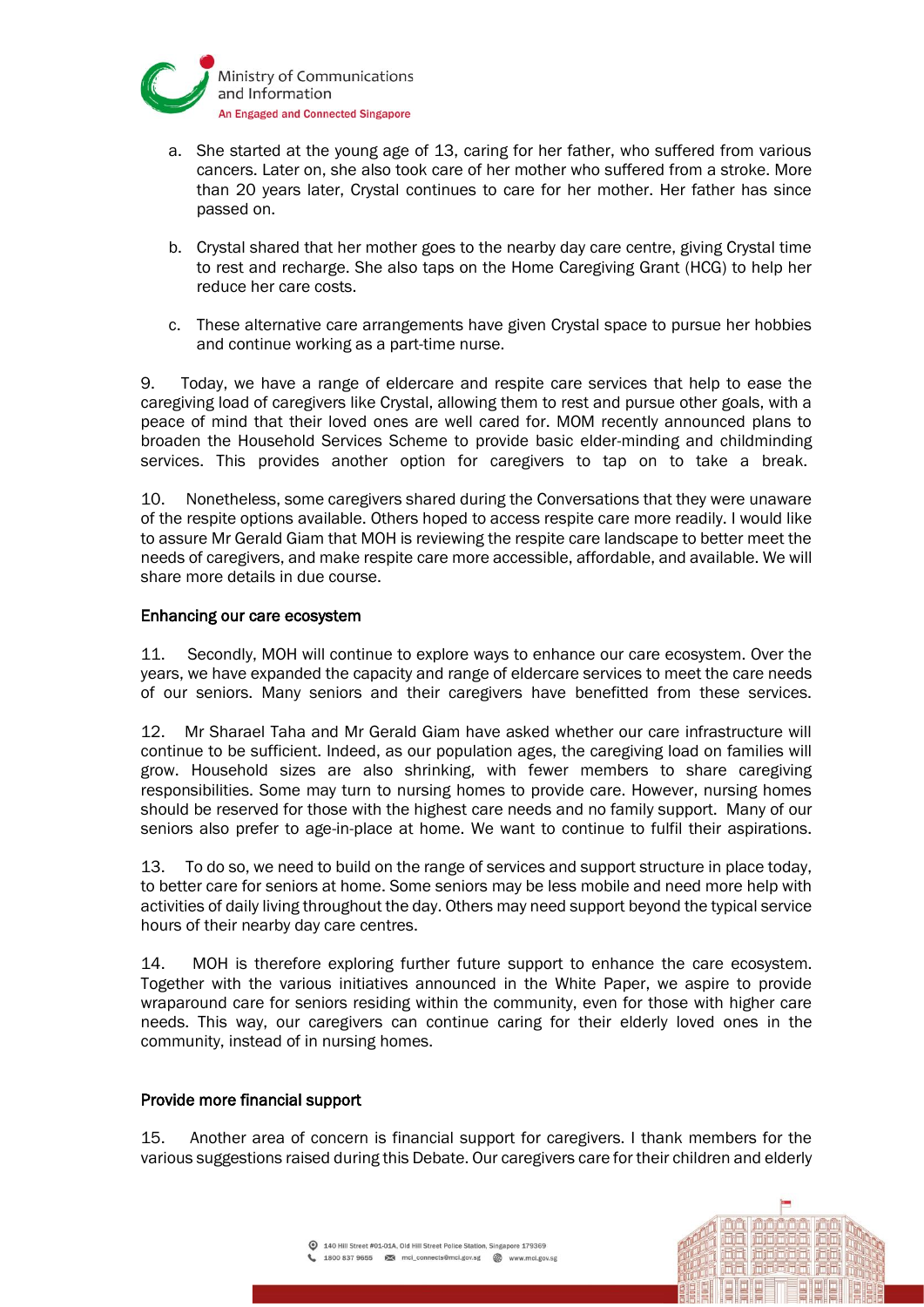a. She started at the young age of 13, caring for her father, who suffered from various cancers. Later on, she also took care of her mother who suffered from a stroke. More than 20 years later, Crystal continues to care for her mother. Her father has since passed on.

b. Crystal shared that her mother goes to the nearby day care centre, giving Crystal time to rest and recharge. She also taps on the Home Caregiving Grant (HCG) to help her reduce her care costs.

c. These alternative care arrangements have given Crystal space to pursue her hobbies and continue working as a part-time nurse.

9. Today, we have a range of eldercare and respite care services that help to ease the caregiving load of caregivers like Crystal, allowing them to rest and pursue other goals, with a peace of mind that their loved ones are well cared for. MOM recently announced plans to broaden the Household Services Scheme to provide basic elder-minding and childminding services. This provides another option for caregivers to tap on to take a break.

10. Nonetheless, some caregivers shared during the Conversations that they were unaware of the respite options available. Others hoped to access respite care more readily. I would like to assure Mr Gerald Giam that MOH is reviewing the respite care landscape to better meet the needs of caregivers, and make respite care more accessible, affordable, and available. We will share more details in due course.

### Enhancing our care ecosystem

11. Secondly, MOH will continue to explore ways to enhance our care ecosystem. Over the years, we have expanded the capacity and range of eldercare services to meet the care needs of our seniors. Many seniors and their caregivers have benefitted from these services.

12. Mr Sharael Taha and Mr Gerald Giam have asked whether our care infrastructure will continue to be sufficient. Indeed, as our population ages, the caregiving load on families will grow. Household sizes are also shrinking, with fewer members to share caregiving responsibilities. Some may turn to nursing homes to provide care. However, nursing homes should be reserved for those with the highest care needs and no family support. Many of our seniors also prefer to age-in-place at home. We want to continue to fulfil their aspirations.

13. To do so, we need to build on the range of services and support structure in place today, to better care for seniors at home. Some seniors may be less mobile and need more help with activities of daily living throughout the day. Others may need support beyond the typical service hours of their nearby day care centres.

14. MOH is therefore exploring further future support to enhance the care ecosystem. Together with the various initiatives announced in the White Paper, we aspire to provide wraparound care for seniors residing within the community, even for those with higher care needs. This way, our caregivers can continue caring for their elderly loved ones in the community, instead of in nursing homes.

### Provide more financial support

15. Another area of concern is financial support for caregivers. I thank members for the various suggestions raised during this Debate. Our caregivers care for their children and elderly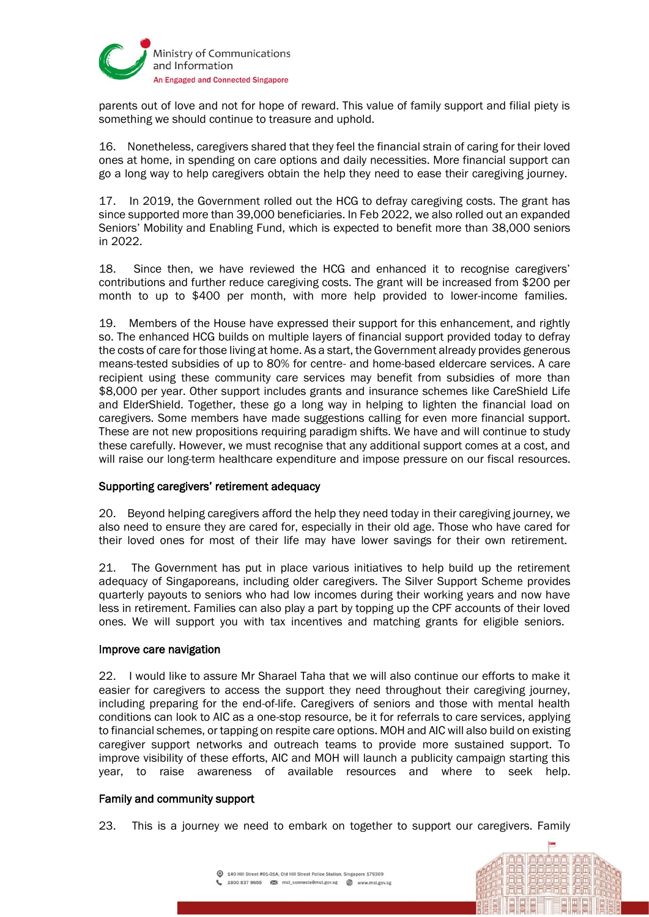parents out of love and not for hope of reward. This value of family support and filial piety is something we should continue to treasure and uphold.

16. Nonetheless, caregivers shared that they feel the financial strain of caring for their loved ones at home, in spending on care options and daily necessities. More financial support can go a long way to help caregivers obtain the help they need to ease their caregiving journey.

17. In 2019, the Government rolled out the HCG to defray caregiving costs. The grant has since supported more than 39,000 beneficiaries. In Feb 2022, we also rolled out an expanded Seniors' Mobility and Enabling Fund, which is expected to benefit more than 38,000 seniors in 2022.

18. Since then, we have reviewed the HCG and enhanced it to recognise caregivers' contributions and further reduce caregiving costs. The grant will be increased from $200 per month to up to $400 per month, with more help provided to lower-income families.

19. Members of the House have expressed their support for this enhancement, and rightly so. The enhanced HCG builds on multiple layers of financial support provided today to defray the costs of care for those living at home. As a start, the Government already provides generous means-tested subsidies of up to 80% for centre- and home-based eldercare services. A care recipient using these community care services may benefit from subsidies of more than $8,000 per year. Other support includes grants and insurance schemes like CareShield Life and ElderShield. Together, these go a long way in helping to lighten the financial load on caregivers. Some members have made suggestions calling for even more financial support. These are not new propositions requiring paradigm shifts. We have and will continue to study these carefully. However, we must recognise that any additional support comes at a cost, and will raise our long-term healthcare expenditure and impose pressure on our fiscal resources.

## Supporting caregivers' retirement adequacy

20. Beyond helping caregivers afford the help they need today in their caregiving journey, we also need to ensure they are cared for, especially in their old age. Those who have cared for their loved ones for most of their life may have lower savings for their own retirement.

21. The Government has put in place various initiatives to help build up the retirement adequacy of Singaporeans, including older caregivers. The Silver Support Scheme provides quarterly payouts to seniors who had low incomes during their working years and now have less in retirement. Families can also play a part by topping up the CPF accounts of their loved ones. We will support you with tax incentives and matching grants for eligible seniors.

## Improve care navigation

22. I would like to assure Mr Sharael Taha that we will also continue our efforts to make it easier for caregivers to access the support they need throughout their caregiving journey, including preparing for the end-of-life. Caregivers of seniors and those with mental health conditions can look to AIC as a one-stop resource, be it for referrals to care services, applying to financial schemes, or tapping on respite care options. MOH and AIC will also build on existing caregiver support networks and outreach teams to provide more sustained support. To improve visibility of these efforts, AIC and MOH will launch a publicity campaign starting this year, to raise awareness of available resources and where to seek help.

## Family and community support

23. This is a journey we need to embark on together to support our caregivers. Family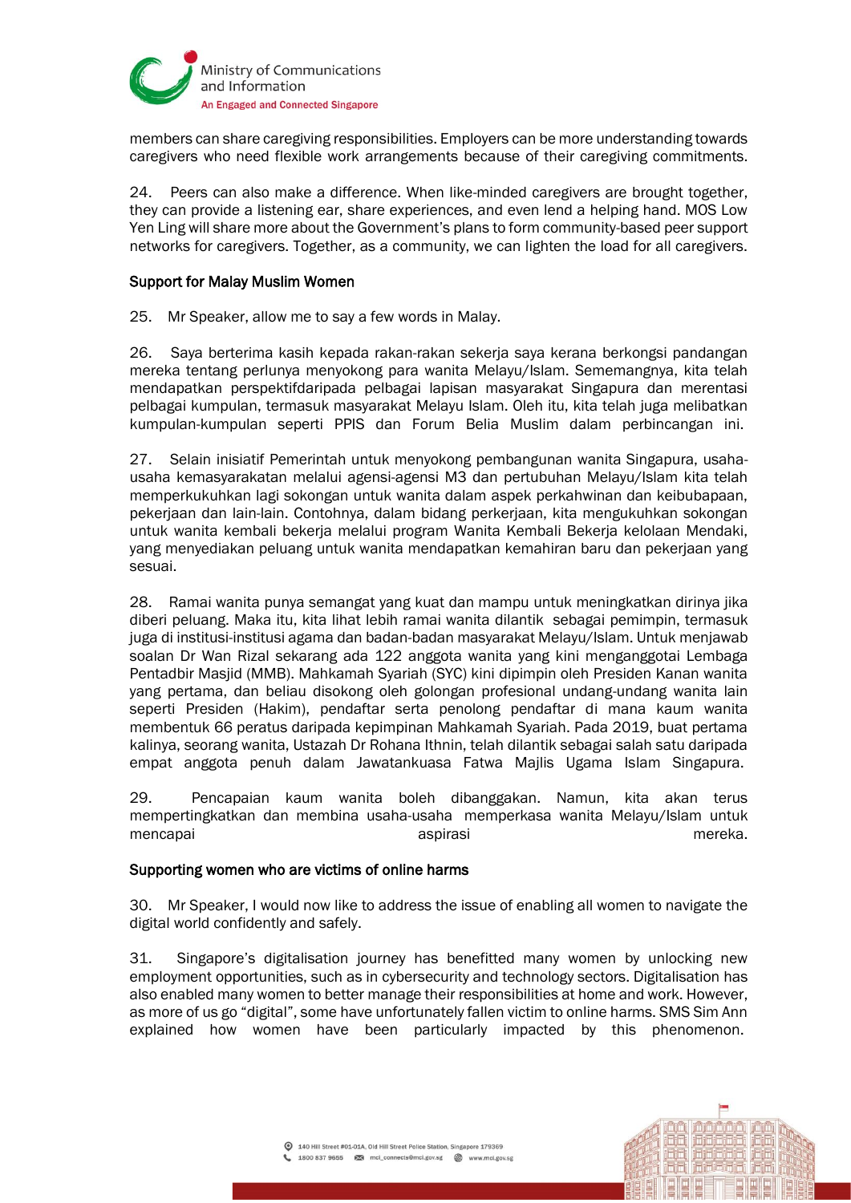members can share caregiving responsibilities. Employers can be more understanding towards caregivers who need flexible work arrangements because of their caregiving commitments.

24. Peers can also make a difference. When like-minded caregivers are brought together, they can provide a listening ear, share experiences, and even lend a helping hand. MOS Low Yen Ling will share more about the Government's plans to form community-based peer support networks for caregivers. Together, as a community, we can lighten the load for all caregivers.

### Support for Malay Muslim Women

25. Mr Speaker, allow me to say a few words in Malay.

26. Saya berterima kasih kepada rakan-rakan sekerja saya kerana berkongsi pandangan mereka tentang perlunya menyokong para wanita Melayu/Islam. Sememangnya, kita telah mendapatkan perspektifdaripada pelbagai lapisan masyarakat Singapura dan merentasi pelbagai kumpulan, termasuk masyarakat Melayu Islam. Oleh itu, kita telah juga melibatkan kumpulan-kumpulan seperti PPIS dan Forum Belia Muslim dalam perbincangan ini.

27. Selain inisiatif Pemerintah untuk menyokong pembangunan wanita Singapura, usaha-usaha kemasyarakatan melalui agensi-agensi M3 dan pertubuhan Melayu/Islam kita telah memperkukuhkan lagi sokongan untuk wanita dalam aspek perkahwinan dan keibubapaan, pekerjaan dan lain-lain. Contohnya, dalam bidang perkerjaan, kita mengukuhkan sokongan untuk wanita kembali bekerja melalui program Wanita Kembali Bekerja kelolaan Mendaki, yang menyediakan peluang untuk wanita mendapatkan kemahiran baru dan pekerjaan yang sesuai.

28. Ramai wanita punya semangat yang kuat dan mampu untuk meningkatkan dirinya jika diberi peluang. Maka itu, kita lihat lebih ramai wanita dilantik sebagai pemimpin, termasuk juga di institusi-institusi agama dan badan-badan masyarakat Melayu/Islam. Untuk menjawab soalan Dr Wan Rizal sekarang ada 122 anggota wanita yang kini menganggotai Lembaga Pentadbir Masjid (MMB). Mahkamah Syariah (SYC) kini dipimpin oleh Presiden Kanan wanita yang pertama, dan beliau disokong oleh golongan profesional undang-undang wanita lain seperti Presiden (Hakim), pendaftar serta penolong pendaftar di mana kaum wanita membentuk 66 peratus daripada kepimpinan Mahkamah Syariah. Pada 2019, buat pertama kalinya, seorang wanita, Ustazah Dr Rohana Ithnin, telah dilantik sebagai salah satu daripada empat anggota penuh dalam Jawatankuasa Fatwa Majlis Ugama Islam Singapura.

29. Pencapaian kaum wanita boleh dibanggakan. Namun, kita akan terus mempertingkatkan dan membina usaha-usaha memperkasa wanita Melayu/Islam untuk mencapai aspirasi mereka.

### Supporting women who are victims of online harms

30. Mr Speaker, I would now like to address the issue of enabling all women to navigate the digital world confidently and safely.

31. Singapore's digitalisation journey has benefitted many women by unlocking new employment opportunities, such as in cybersecurity and technology sectors. Digitalisation has also enabled many women to better manage their responsibilities at home and work. However, as more of us go "digital", some have unfortunately fallen victim to online harms. SMS Sim Ann explained how women have been particularly impacted by this phenomenon.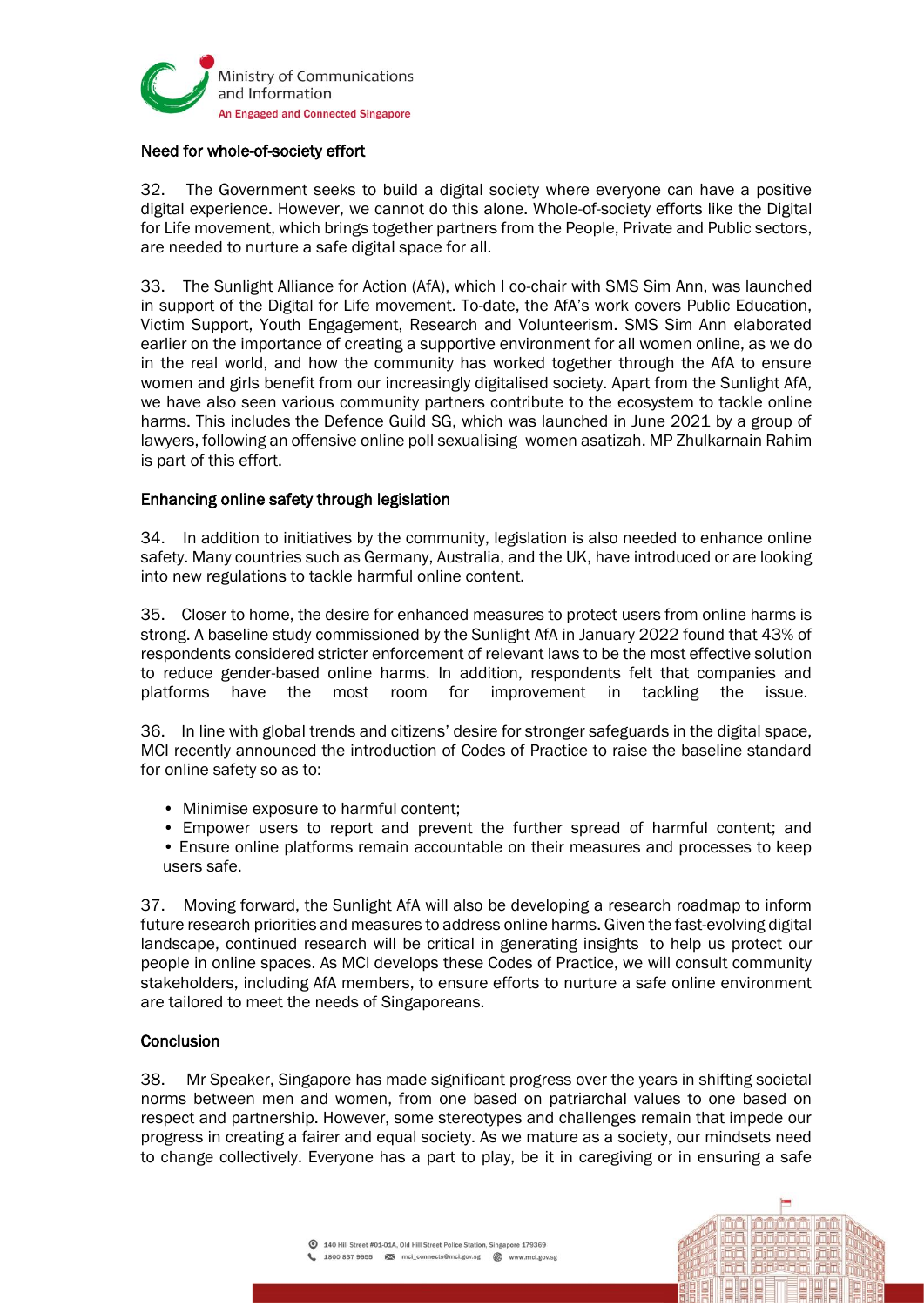### Need for whole-of-society effort

32. The Government seeks to build a digital society where everyone can have a positive digital experience. However, we cannot do this alone. Whole-of-society efforts like the Digital for Life movement, which brings together partners from the People, Private and Public sectors, are needed to nurture a safe digital space for all.

33. The Sunlight Alliance for Action (AfA), which I co-chair with SMS Sim Ann, was launched in support of the Digital for Life movement. To-date, the AfA's work covers Public Education, Victim Support, Youth Engagement, Research and Volunteerism. SMS Sim Ann elaborated earlier on the importance of creating a supportive environment for all women online, as we do in the real world, and how the community has worked together through the AfA to ensure women and girls benefit from our increasingly digitalised society. Apart from the Sunlight AfA, we have also seen various community partners contribute to the ecosystem to tackle online harms. This includes the Defence Guild SG, which was launched in June 2021 by a group of lawyers, following an offensive online poll sexualising women asatizah. MP Zhulkarnain Rahim is part of this effort.

### Enhancing online safety through legislation

34. In addition to initiatives by the community, legislation is also needed to enhance online safety. Many countries such as Germany, Australia, and the UK, have introduced or are looking into new regulations to tackle harmful online content.

35. Closer to home, the desire for enhanced measures to protect users from online harms is strong. A baseline study commissioned by the Sunlight AfA in January 2022 found that 43% of respondents considered stricter enforcement of relevant laws to be the most effective solution to reduce gender-based online harms. In addition, respondents felt that companies and platforms have the most room for improvement in tackling the issue.

36. In line with global trends and citizens' desire for stronger safeguards in the digital space, MCI recently announced the introduction of Codes of Practice to raise the baseline standard for online safety so as to:

- Minimise exposure to harmful content;
- Empower users to report and prevent the further spread of harmful content; and
- Ensure online platforms remain accountable on their measures and processes to keep users safe.

37. Moving forward, the Sunlight AfA will also be developing a research roadmap to inform future research priorities and measures to address online harms. Given the fast-evolving digital landscape, continued research will be critical in generating insights to help us protect our people in online spaces. As MCI develops these Codes of Practice, we will consult community stakeholders, including AfA members, to ensure efforts to nurture a safe online environment are tailored to meet the needs of Singaporeans.

### Conclusion

38. Mr Speaker, Singapore has made significant progress over the years in shifting societal norms between men and women, from one based on patriarchal values to one based on respect and partnership. However, some stereotypes and challenges remain that impede our progress in creating a fairer and equal society. As we mature as a society, our mindsets need to change collectively. Everyone has a part to play, be it in caregiving or in ensuring a safe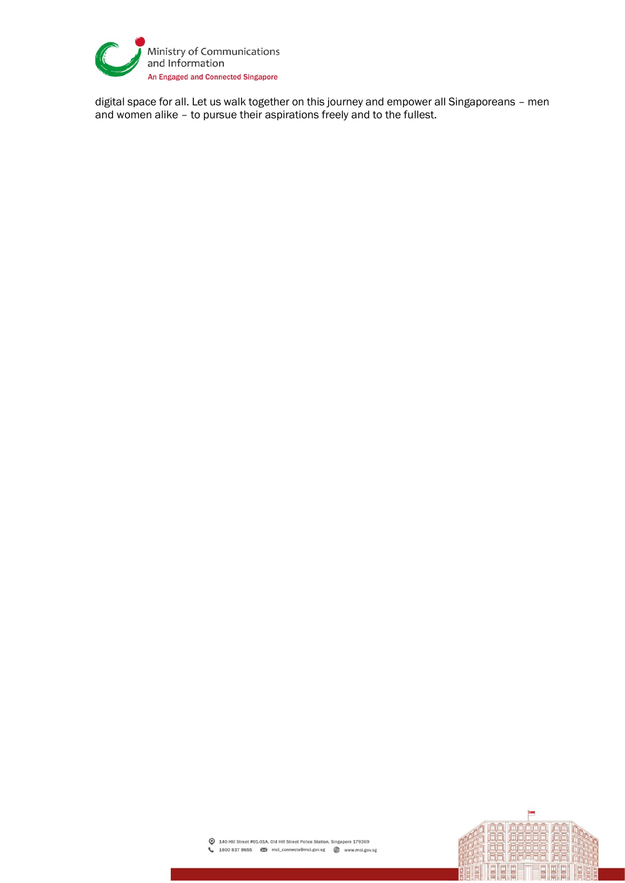digital space for all. Let us walk together on this journey and empower all Singaporeans – men and women alike – to pursue their aspirations freely and to the fullest.